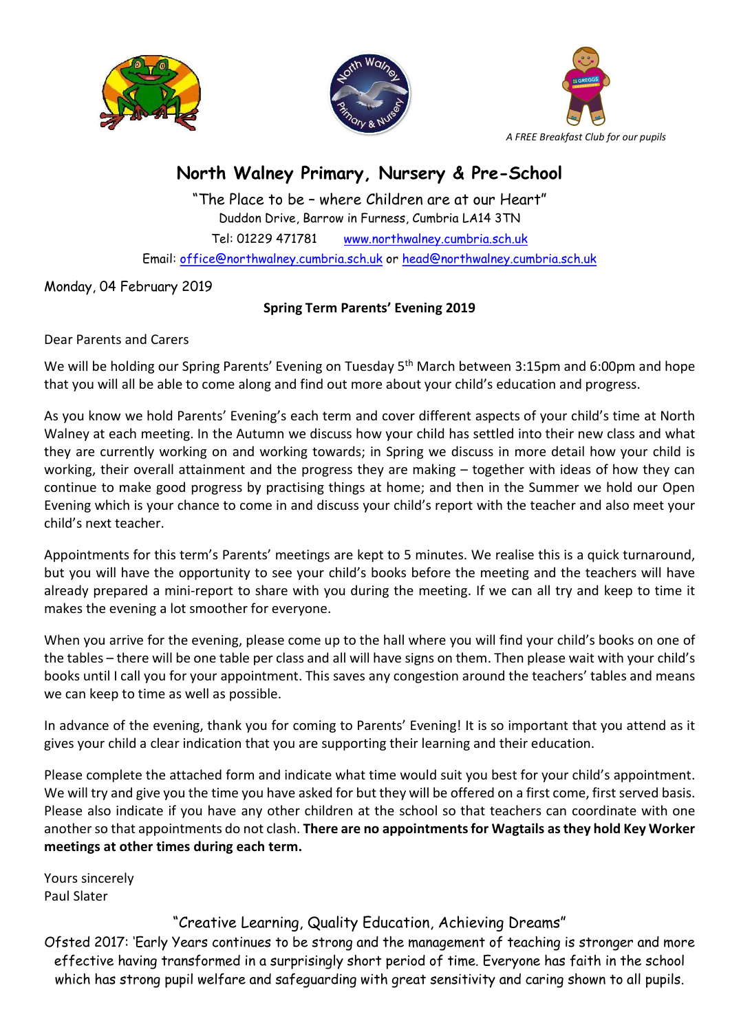*A FREE Breakfast Club for our pupils*

# North Walney Primary, Nursery & Pre-School

"The Place to be – where Children are at our Heart"

Duddon Drive, Barrow in Furness, Cumbria LA14 3TN

Tel: 01229 471781 www.northwalney.cumbria.sch.uk

Email: office@northwalney.cumbria.sch.uk or head@northwalney.cumbria.sch.uk

Monday, 04 February 2019

**Spring Term Parents' Evening 2019**

Dear Parents and Carers

We will be holding our Spring Parents' Evening on Tuesday 5th March between 3:15pm and 6:00pm and hope that you will all be able to come along and find out more about your child's education and progress.

As you know we hold Parents' Evening's each term and cover different aspects of your child's time at North Walney at each meeting. In the Autumn we discuss how your child has settled into their new class and what they are currently working on and working towards; in Spring we discuss in more detail how your child is working, their overall attainment and the progress they are making – together with ideas of how they can continue to make good progress by practising things at home; and then in the Summer we hold our Open Evening which is your chance to come in and discuss your child's report with the teacher and also meet your child's next teacher.

Appointments for this term's Parents' meetings are kept to 5 minutes. We realise this is a quick turnaround, but you will have the opportunity to see your child's books before the meeting and the teachers will have already prepared a mini-report to share with you during the meeting. If we can all try and keep to time it makes the evening a lot smoother for everyone.

When you arrive for the evening, please come up to the hall where you will find your child's books on one of the tables – there will be one table per class and all will have signs on them. Then please wait with your child's books until I call you for your appointment. This saves any congestion around the teachers' tables and means we can keep to time as well as possible.

In advance of the evening, thank you for coming to Parents' Evening! It is so important that you attend as it gives your child a clear indication that you are supporting their learning and their education.

Please complete the attached form and indicate what time would suit you best for your child's appointment. We will try and give you the time you have asked for but they will be offered on a first come, first served basis. Please also indicate if you have any other children at the school so that teachers can coordinate with one another so that appointments do not clash. **There are no appointments for Wagtails as they hold Key Worker meetings at other times during each term.**

Yours sincerely
Paul Slater

"Creative Learning, Quality Education, Achieving Dreams"

Ofsted 2017: 'Early Years continues to be strong and the management of teaching is stronger and more effective having transformed in a surprisingly short period of time. Everyone has faith in the school which has strong pupil welfare and safeguarding with great sensitivity and caring shown to all pupils.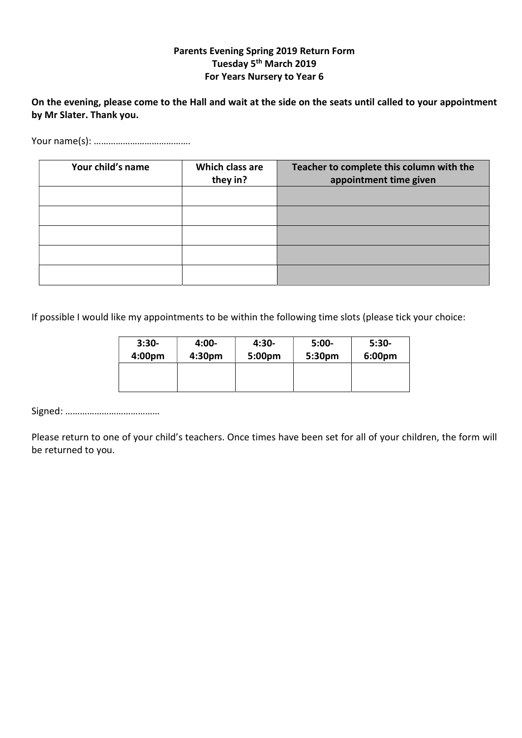**Parents Evening Spring 2019 Return Form**
**Tuesday 5th March 2019**
**For Years Nursery to Year 6**

**On the evening, please come to the Hall and wait at the side on the seats until called to your appointment by Mr Slater. Thank you.**

Your name(s): ………………………………….

| Your child's name | Which class are they in? | Teacher to complete this column with the appointment time given |
|---|---|---|
| | | |
| | | |
| | | |
| | | |
| | | |

If possible I would like my appointments to be within the following time slots (please tick your choice:

| 3:30-4:00pm | 4:00-4:30pm | 4:30-5:00pm | 5:00-5:30pm | 5:30-6:00pm |
|---|---|---|---|---|
| | | | | |

Signed: …………………………………

Please return to one of your child's teachers. Once times have been set for all of your children, the form will be returned to you.